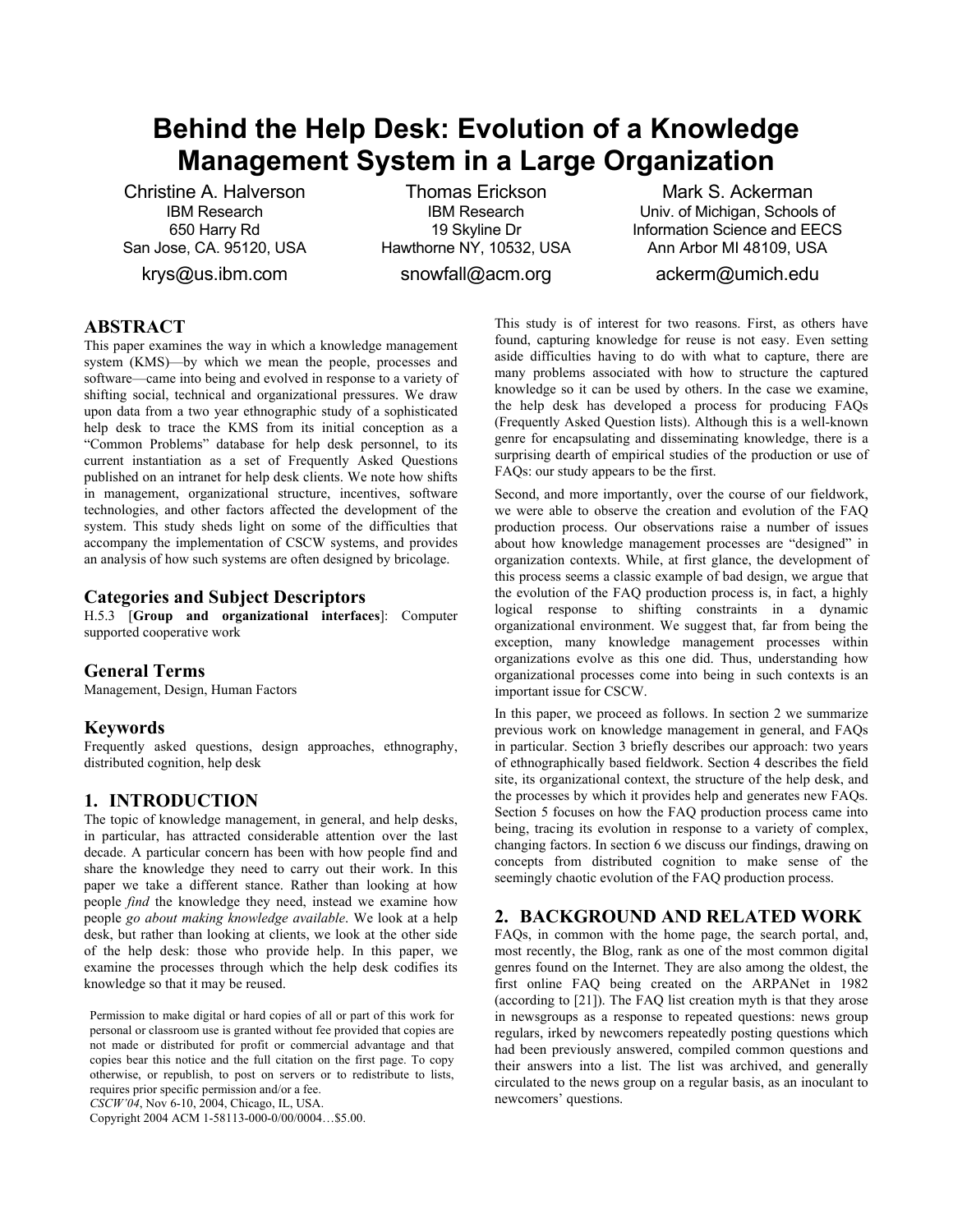# Behind the Help Desk: Evolution of a Knowledge Management System in a Large Organization

Christine A. Halverson
IBM Research
650 Harry Rd
San Jose, CA. 95120, USA
krys@us.ibm.com

Thomas Erickson
IBM Research
19 Skyline Dr
Hawthorne NY, 10532, USA
snowfall@acm.org

Mark S. Ackerman
Univ. of Michigan, Schools of Information Science and EECS
Ann Arbor MI 48109, USA
ackerm@umich.edu

## ABSTRACT

This paper examines the way in which a knowledge management system (KMS)—by which we mean the people, processes and software—came into being and evolved in response to a variety of shifting social, technical and organizational pressures. We draw upon data from a two year ethnographic study of a sophisticated help desk to trace the KMS from its initial conception as a "Common Problems" database for help desk personnel, to its current instantiation as a set of Frequently Asked Questions published on an intranet for help desk clients. We note how shifts in management, organizational structure, incentives, software technologies, and other factors affected the development of the system. This study sheds light on some of the difficulties that accompany the implementation of CSCW systems, and provides an analysis of how such systems are often designed by bricolage.

### Categories and Subject Descriptors

H.5.3 [**Group and organizational interfaces**]: Computer supported cooperative work

### General Terms

Management, Design, Human Factors

### Keywords

Frequently asked questions, design approaches, ethnography, distributed cognition, help desk

## 1. INTRODUCTION

The topic of knowledge management, in general, and help desks, in particular, has attracted considerable attention over the last decade. A particular concern has been with how people find and share the knowledge they need to carry out their work. In this paper we take a different stance. Rather than looking at how people *find* the knowledge they need, instead we examine how people *go about making knowledge available*. We look at a help desk, but rather than looking at clients, we look at the other side of the help desk: those who provide help. In this paper, we examine the processes through which the help desk codifies its knowledge so that it may be reused.

Permission to make digital or hard copies of all or part of this work for personal or classroom use is granted without fee provided that copies are not made or distributed for profit or commercial advantage and that copies bear this notice and the full citation on the first page. To copy otherwise, or republish, to post on servers or to redistribute to lists, requires prior specific permission and/or a fee.
*CSCW'04*, Nov 6-10, 2004, Chicago, IL, USA.
Copyright 2004 ACM 1-58113-000-0/00/0004…$5.00.

This study is of interest for two reasons. First, as others have found, capturing knowledge for reuse is not easy. Even setting aside difficulties having to do with what to capture, there are many problems associated with how to structure the captured knowledge so it can be used by others. In the case we examine, the help desk has developed a process for producing FAQs (Frequently Asked Question lists). Although this is a well-known genre for encapsulating and disseminating knowledge, there is a surprising dearth of empirical studies of the production or use of FAQs: our study appears to be the first.

Second, and more importantly, over the course of our fieldwork, we were able to observe the creation and evolution of the FAQ production process. Our observations raise a number of issues about how knowledge management processes are "designed" in organization contexts. While, at first glance, the development of this process seems a classic example of bad design, we argue that the evolution of the FAQ production process is, in fact, a highly logical response to shifting constraints in a dynamic organizational environment. We suggest that, far from being the exception, many knowledge management processes within organizations evolve as this one did. Thus, understanding how organizational processes come into being in such contexts is an important issue for CSCW.

In this paper, we proceed as follows. In section 2 we summarize previous work on knowledge management in general, and FAQs in particular. Section 3 briefly describes our approach: two years of ethnographically based fieldwork. Section 4 describes the field site, its organizational context, the structure of the help desk, and the processes by which it provides help and generates new FAQs. Section 5 focuses on how the FAQ production process came into being, tracing its evolution in response to a variety of complex, changing factors. In section 6 we discuss our findings, drawing on concepts from distributed cognition to make sense of the seemingly chaotic evolution of the FAQ production process.

## 2. BACKGROUND AND RELATED WORK

FAQs, in common with the home page, the search portal, and, most recently, the Blog, rank as one of the most common digital genres found on the Internet. They are also among the oldest, the first online FAQ being created on the ARPANet in 1982 (according to [21]). The FAQ list creation myth is that they arose in newsgroups as a response to repeated questions: news group regulars, irked by newcomers repeatedly posting questions which had been previously answered, compiled common questions and their answers into a list. The list was archived, and generally circulated to the news group on a regular basis, as an inoculant to newcomers' questions.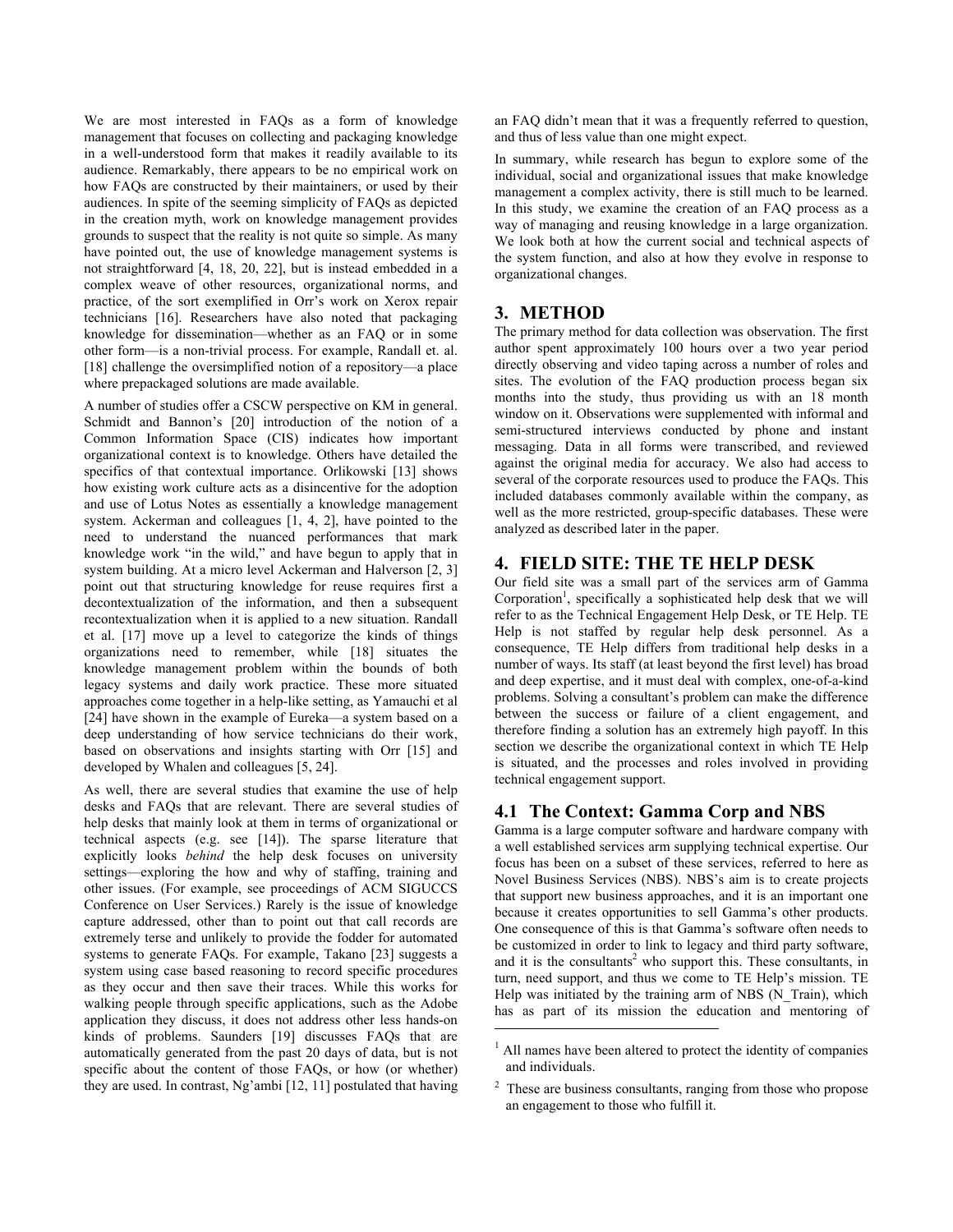We are most interested in FAQs as a form of knowledge management that focuses on collecting and packaging knowledge in a well-understood form that makes it readily available to its audience. Remarkably, there appears to be no empirical work on how FAQs are constructed by their maintainers, or used by their audiences. In spite of the seeming simplicity of FAQs as depicted in the creation myth, work on knowledge management provides grounds to suspect that the reality is not quite so simple. As many have pointed out, the use of knowledge management systems is not straightforward [4, 18, 20, 22], but is instead embedded in a complex weave of other resources, organizational norms, and practice, of the sort exemplified in Orr's work on Xerox repair technicians [16]. Researchers have also noted that packaging knowledge for dissemination—whether as an FAQ or in some other form—is a non-trivial process. For example, Randall et. al. [18] challenge the oversimplified notion of a repository—a place where prepackaged solutions are made available.

A number of studies offer a CSCW perspective on KM in general. Schmidt and Bannon's [20] introduction of the notion of a Common Information Space (CIS) indicates how important organizational context is to knowledge. Others have detailed the specifics of that contextual importance. Orlikowski [13] shows how existing work culture acts as a disincentive for the adoption and use of Lotus Notes as essentially a knowledge management system. Ackerman and colleagues [1, 4, 2], have pointed to the need to understand the nuanced performances that mark knowledge work "in the wild," and have begun to apply that in system building. At a micro level Ackerman and Halverson [2, 3] point out that structuring knowledge for reuse requires first a decontextualization of the information, and then a subsequent recontextualization when it is applied to a new situation. Randall et al. [17] move up a level to categorize the kinds of things organizations need to remember, while [18] situates the knowledge management problem within the bounds of both legacy systems and daily work practice. These more situated approaches come together in a help-like setting, as Yamauchi et al [24] have shown in the example of Eureka—a system based on a deep understanding of how service technicians do their work, based on observations and insights starting with Orr [15] and developed by Whalen and colleagues [5, 24].

As well, there are several studies that examine the use of help desks and FAQs that are relevant. There are several studies of help desks that mainly look at them in terms of organizational or technical aspects (e.g. see [14]). The sparse literature that explicitly looks *behind* the help desk focuses on university settings—exploring the how and why of staffing, training and other issues. (For example, see proceedings of ACM SIGUCCS Conference on User Services.) Rarely is the issue of knowledge capture addressed, other than to point out that call records are extremely terse and unlikely to provide the fodder for automated systems to generate FAQs. For example, Takano [23] suggests a system using case based reasoning to record specific procedures as they occur and then save their traces. While this works for walking people through specific applications, such as the Adobe application they discuss, it does not address other less hands-on kinds of problems. Saunders [19] discusses FAQs that are automatically generated from the past 20 days of data, but is not specific about the content of those FAQs, or how (or whether) they are used. In contrast, Ng'ambi [12, 11] postulated that having an FAQ didn't mean that it was a frequently referred to question, and thus of less value than one might expect.

In summary, while research has begun to explore some of the individual, social and organizational issues that make knowledge management a complex activity, there is still much to be learned. In this study, we examine the creation of an FAQ process as a way of managing and reusing knowledge in a large organization. We look both at how the current social and technical aspects of the system function, and also at how they evolve in response to organizational changes.

## 3. METHOD

The primary method for data collection was observation. The first author spent approximately 100 hours over a two year period directly observing and video taping across a number of roles and sites. The evolution of the FAQ production process began six months into the study, thus providing us with an 18 month window on it. Observations were supplemented with informal and semi-structured interviews conducted by phone and instant messaging. Data in all forms were transcribed, and reviewed against the original media for accuracy. We also had access to several of the corporate resources used to produce the FAQs. This included databases commonly available within the company, as well as the more restricted, group-specific databases. These were analyzed as described later in the paper.

## 4. FIELD SITE: THE TE HELP DESK

Our field site was a small part of the services arm of Gamma Corporation[1], specifically a sophisticated help desk that we will refer to as the Technical Engagement Help Desk, or TE Help. TE Help is not staffed by regular help desk personnel. As a consequence, TE Help differs from traditional help desks in a number of ways. Its staff (at least beyond the first level) has broad and deep expertise, and it must deal with complex, one-of-a-kind problems. Solving a consultant's problem can make the difference between the success or failure of a client engagement, and therefore finding a solution has an extremely high payoff. In this section we describe the organizational context in which TE Help is situated, and the processes and roles involved in providing technical engagement support.

### 4.1 The Context: Gamma Corp and NBS

Gamma is a large computer software and hardware company with a well established services arm supplying technical expertise. Our focus has been on a subset of these services, referred to here as Novel Business Services (NBS). NBS's aim is to create projects that support new business approaches, and it is an important one because it creates opportunities to sell Gamma's other products. One consequence of this is that Gamma's software often needs to be customized in order to link to legacy and third party software, and it is the consultants[2] who support this. These consultants, in turn, need support, and thus we come to TE Help's mission. TE Help was initiated by the training arm of NBS (N_Train), which has as part of its mission the education and mentoring of

[1] All names have been altered to protect the identity of companies and individuals.

[2] These are business consultants, ranging from those who propose an engagement to those who fulfill it.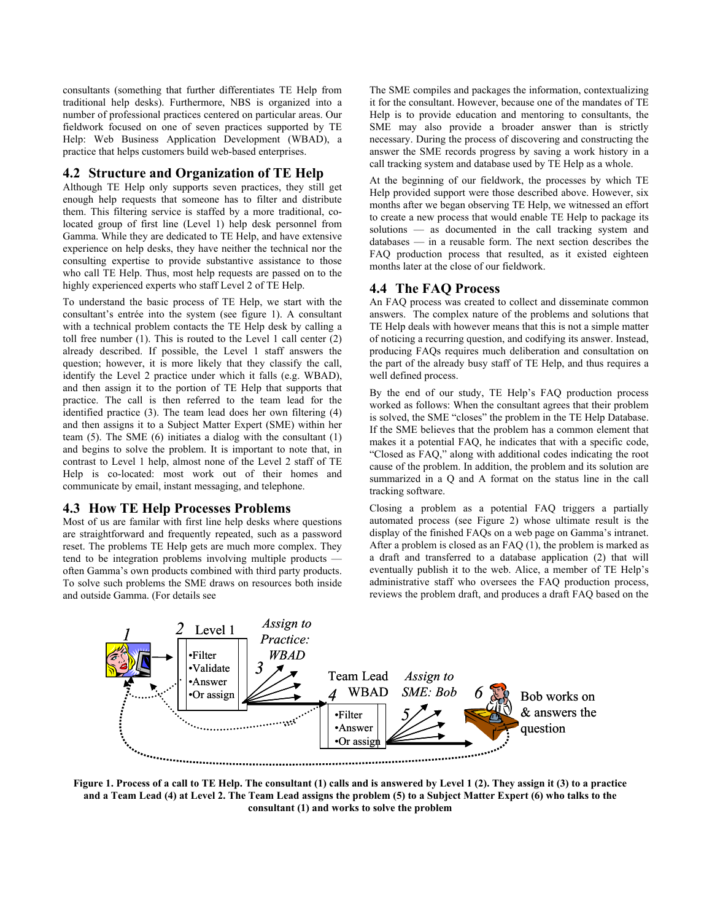consultants (something that further differentiates TE Help from traditional help desks). Furthermore, NBS is organized into a number of professional practices centered on particular areas. Our fieldwork focused on one of seven practices supported by TE Help: Web Business Application Development (WBAD), a practice that helps customers build web-based enterprises.

## 4.2 Structure and Organization of TE Help

Although TE Help only supports seven practices, they still get enough help requests that someone has to filter and distribute them. This filtering service is staffed by a more traditional, co-located group of first line (Level 1) help desk personnel from Gamma. While they are dedicated to TE Help, and have extensive experience on help desks, they have neither the technical nor the consulting expertise to provide substantive assistance to those who call TE Help. Thus, most help requests are passed on to the highly experienced experts who staff Level 2 of TE Help.

To understand the basic process of TE Help, we start with the consultant's entrée into the system (see figure 1). A consultant with a technical problem contacts the TE Help desk by calling a toll free number (1). This is routed to the Level 1 call center (2) already described. If possible, the Level 1 staff answers the question; however, it is more likely that they classify the call, identify the Level 2 practice under which it falls (e.g. WBAD), and then assign it to the portion of TE Help that supports that practice. The call is then referred to the team lead for the identified practice (3). The team lead does her own filtering (4) and then assigns it to a Subject Matter Expert (SME) within her team (5). The SME (6) initiates a dialog with the consultant (1) and begins to solve the problem. It is important to note that, in contrast to Level 1 help, almost none of the Level 2 staff of TE Help is co-located: most work out of their homes and communicate by email, instant messaging, and telephone.

## 4.3 How TE Help Processes Problems

Most of us are familar with first line help desks where questions are straightforward and frequently repeated, such as a password reset. The problems TE Help gets are much more complex. They tend to be integration problems involving multiple products — often Gamma's own products combined with third party products. To solve such problems the SME draws on resources both inside and outside Gamma. (For details see

The SME compiles and packages the information, contextualizing it for the consultant. However, because one of the mandates of TE Help is to provide education and mentoring to consultants, the SME may also provide a broader answer than is strictly necessary. During the process of discovering and constructing the answer the SME records progress by saving a work history in a call tracking system and database used by TE Help as a whole.

At the beginning of our fieldwork, the processes by which TE Help provided support were those described above. However, six months after we began observing TE Help, we witnessed an effort to create a new process that would enable TE Help to package its solutions — as documented in the call tracking system and databases — in a reusable form. The next section describes the FAQ production process that resulted, as it existed eighteen months later at the close of our fieldwork.

## 4.4 The FAQ Process

An FAQ process was created to collect and disseminate common answers. The complex nature of the problems and solutions that TE Help deals with however means that this is not a simple matter of noticing a recurring question, and codifying its answer. Instead, producing FAQs requires much deliberation and consultation on the part of the already busy staff of TE Help, and thus requires a well defined process.

By the end of our study, TE Help's FAQ production process worked as follows: When the consultant agrees that their problem is solved, the SME "closes" the problem in the TE Help Database. If the SME believes that the problem has a common element that makes it a potential FAQ, he indicates that with a specific code, "Closed as FAQ," along with additional codes indicating the root cause of the problem. In addition, the problem and its solution are summarized in a Q and A format on the status line in the call tracking software.

Closing a problem as a potential FAQ triggers a partially automated process (see Figure 2) whose ultimate result is the display of the finished FAQs on a web page on Gamma's intranet. After a problem is closed as an FAQ (1), the problem is marked as a draft and transferred to a database application (2) that will eventually publish it to the web. Alice, a member of TE Help's administrative staff who oversees the FAQ production process, reviews the problem draft, and produces a draft FAQ based on the

1

2 Level 1
•Filter
•Validate
•Answer
•Or assign

Assign to Practice: WBAD
3

Team Lead
4 WBAD
•Filter
•Answer
•Or assign

Assign to SME: Bob
5

6
Bob works on & answers the question

**Figure 1. Process of a call to TE Help. The consultant (1) calls and is answered by Level 1 (2). They assign it (3) to a practice and a Team Lead (4) at Level 2. The Team Lead assigns the problem (5) to a Subject Matter Expert (6) who talks to the consultant (1) and works to solve the problem**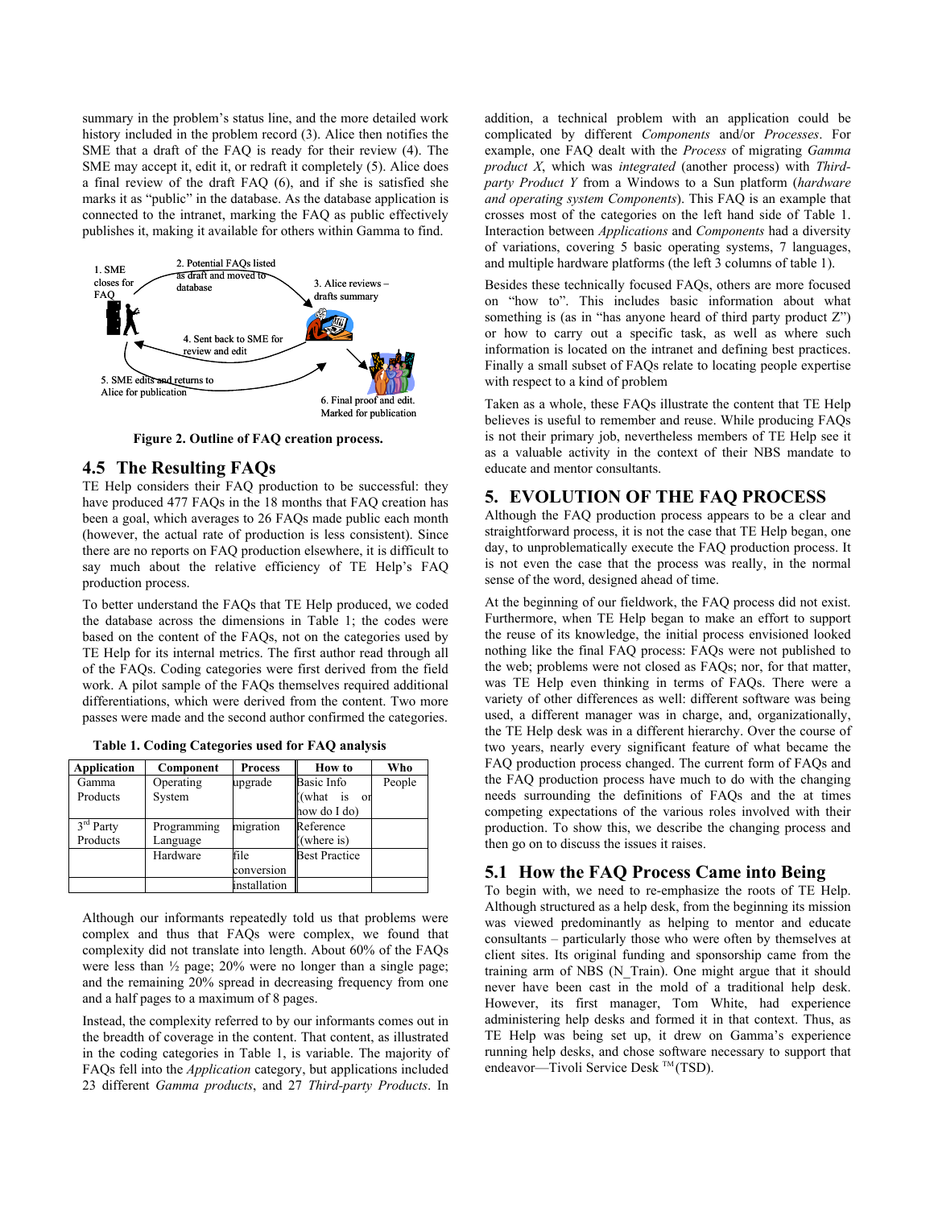summary in the problem's status line, and the more detailed work history included in the problem record (3). Alice then notifies the SME that a draft of the FAQ is ready for their review (4). The SME may accept it, edit it, or redraft it completely (5). Alice does a final review of the draft FAQ (6), and if she is satisfied she marks it as "public" in the database. As the database application is connected to the intranet, marking the FAQ as public effectively publishes it, making it available for others within Gamma to find.

1. SME closes for FAQ

2. Potential FAQs listed as draft and moved to database

3. Alice reviews – drafts summary

4. Sent back to SME for review and edit

5. SME edits and returns to Alice for publication

6. Final proof and edit. Marked for publication

**Figure 2. Outline of FAQ creation process.**

## 4.5 The Resulting FAQs

TE Help considers their FAQ production to be successful: they have produced 477 FAQs in the 18 months that FAQ creation has been a goal, which averages to 26 FAQs made public each month (however, the actual rate of production is less consistent). Since there are no reports on FAQ production elsewhere, it is difficult to say much about the relative efficiency of TE Help's FAQ production process.

To better understand the FAQs that TE Help produced, we coded the database across the dimensions in Table 1; the codes were based on the content of the FAQs, not on the categories used by TE Help for its internal metrics. The first author read through all of the FAQs. Coding categories were first derived from the field work. A pilot sample of the FAQs themselves required additional differentiations, which were derived from the content. Two more passes were made and the second author confirmed the categories.

**Table 1. Coding Categories used for FAQ analysis**

| Application | Component | Process | How to | Who |
|---|---|---|---|---|
| Gamma Products | Operating System | upgrade | Basic Info ((what is or how do I do) | People |
| 3rd Party Products | Programming Language | migration | Reference ((where is) | |
| | Hardware | file conversion | Best Practice | |
| | | installation | | |

Although our informants repeatedly told us that problems were complex and thus that FAQs were complex, we found that complexity did not translate into length. About 60% of the FAQs were less than ½ page; 20% were no longer than a single page; and the remaining 20% spread in decreasing frequency from one and a half pages to a maximum of 8 pages.

Instead, the complexity referred to by our informants comes out in the breadth of coverage in the content. That content, as illustrated in the coding categories in Table 1, is variable. The majority of FAQs fell into the *Application* category, but applications included 23 different *Gamma products*, and 27 *Third-party Products*. In addition, a technical problem with an application could be complicated by different *Components* and/or *Processes*. For example, one FAQ dealt with the *Process* of migrating *Gamma product X*, which was *integrated* (another process) with *Third-party Product Y* from a Windows to a Sun platform (*hardware and operating system Components*). This FAQ is an example that crosses most of the categories on the left hand side of Table 1. Interaction between *Applications* and *Components* had a diversity of variations, covering 5 basic operating systems, 7 languages, and multiple hardware platforms (the left 3 columns of table 1).

Besides these technically focused FAQs, others are more focused on "how to". This includes basic information about what something is (as in "has anyone heard of third party product Z") or how to carry out a specific task, as well as where such information is located on the intranet and defining best practices. Finally a small subset of FAQs relate to locating people expertise with respect to a kind of problem

Taken as a whole, these FAQs illustrate the content that TE Help believes is useful to remember and reuse. While producing FAQs is not their primary job, nevertheless members of TE Help see it as a valuable activity in the context of their NBS mandate to educate and mentor consultants.

## 5. EVOLUTION OF THE FAQ PROCESS

Although the FAQ production process appears to be a clear and straightforward process, it is not the case that TE Help began, one day, to unproblematically execute the FAQ production process. It is not even the case that the process was really, in the normal sense of the word, designed ahead of time.

At the beginning of our fieldwork, the FAQ process did not exist. Furthermore, when TE Help began to make an effort to support the reuse of its knowledge, the initial process envisioned looked nothing like the final FAQ process: FAQs were not published to the web; problems were not closed as FAQs; nor, for that matter, was TE Help even thinking in terms of FAQs. There were a variety of other differences as well: different software was being used, a different manager was in charge, and, organizationally, the TE Help desk was in a different hierarchy. Over the course of two years, nearly every significant feature of what became the FAQ production process changed. The current form of FAQs and the FAQ production process have much to do with the changing needs surrounding the definitions of FAQs and the at times competing expectations of the various roles involved with their production. To show this, we describe the changing process and then go on to discuss the issues it raises.

### 5.1 How the FAQ Process Came into Being

To begin with, we need to re-emphasize the roots of TE Help. Although structured as a help desk, from the beginning its mission was viewed predominantly as helping to mentor and educate consultants – particularly those who were often by themselves at client sites. Its original funding and sponsorship came from the training arm of NBS (N_Train). One might argue that it should never have been cast in the mold of a traditional help desk. However, its first manager, Tom White, had experience administering help desks and formed it in that context. Thus, as TE Help was being set up, it drew on Gamma's experience running help desks, and chose software necessary to support that endeavor—Tivoli Service Desk ™ (TSD).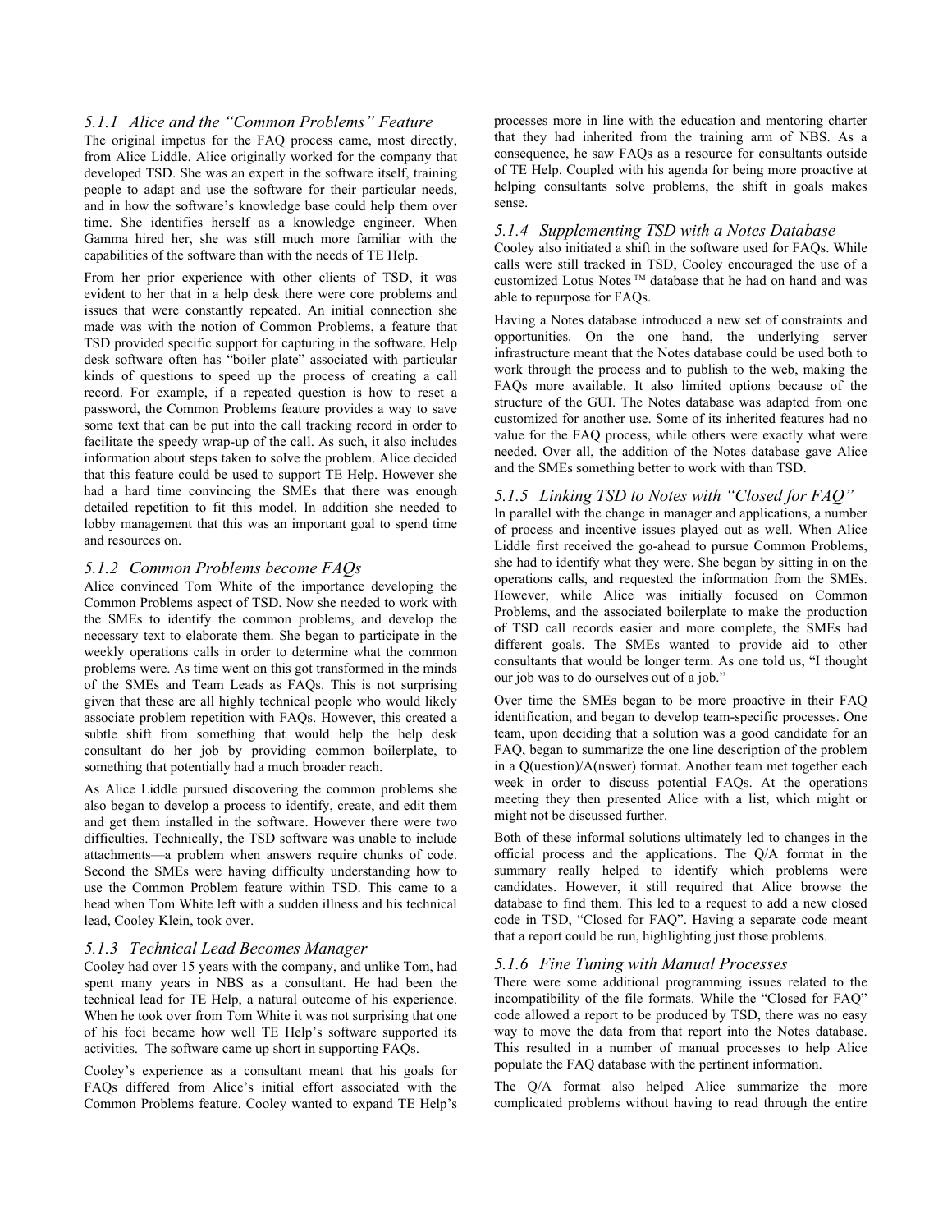### 5.1.1 Alice and the "Common Problems" Feature

The original impetus for the FAQ process came, most directly, from Alice Liddle. Alice originally worked for the company that developed TSD. She was an expert in the software itself, training people to adapt and use the software for their particular needs, and in how the software's knowledge base could help them over time. She identifies herself as a knowledge engineer. When Gamma hired her, she was still much more familiar with the capabilities of the software than with the needs of TE Help.

From her prior experience with other clients of TSD, it was evident to her that in a help desk there were core problems and issues that were constantly repeated. An initial connection she made was with the notion of Common Problems, a feature that TSD provided specific support for capturing in the software. Help desk software often has "boiler plate" associated with particular kinds of questions to speed up the process of creating a call record. For example, if a repeated question is how to reset a password, the Common Problems feature provides a way to save some text that can be put into the call tracking record in order to facilitate the speedy wrap-up of the call. As such, it also includes information about steps taken to solve the problem. Alice decided that this feature could be used to support TE Help. However she had a hard time convincing the SMEs that there was enough detailed repetition to fit this model. In addition she needed to lobby management that this was an important goal to spend time and resources on.

### 5.1.2 Common Problems become FAQs

Alice convinced Tom White of the importance developing the Common Problems aspect of TSD. Now she needed to work with the SMEs to identify the common problems, and develop the necessary text to elaborate them. She began to participate in the weekly operations calls in order to determine what the common problems were. As time went on this got transformed in the minds of the SMEs and Team Leads as FAQs. This is not surprising given that these are all highly technical people who would likely associate problem repetition with FAQs. However, this created a subtle shift from something that would help the help desk consultant do her job by providing common boilerplate, to something that potentially had a much broader reach.

As Alice Liddle pursued discovering the common problems she also began to develop a process to identify, create, and edit them and get them installed in the software. However there were two difficulties. Technically, the TSD software was unable to include attachments—a problem when answers require chunks of code. Second the SMEs were having difficulty understanding how to use the Common Problem feature within TSD. This came to a head when Tom White left with a sudden illness and his technical lead, Cooley Klein, took over.

### 5.1.3 Technical Lead Becomes Manager

Cooley had over 15 years with the company, and unlike Tom, had spent many years in NBS as a consultant. He had been the technical lead for TE Help, a natural outcome of his experience. When he took over from Tom White it was not surprising that one of his foci became how well TE Help's software supported its activities. The software came up short in supporting FAQs.

Cooley's experience as a consultant meant that his goals for FAQs differed from Alice's initial effort associated with the Common Problems feature. Cooley wanted to expand TE Help's processes more in line with the education and mentoring charter that they had inherited from the training arm of NBS. As a consequence, he saw FAQs as a resource for consultants outside of TE Help. Coupled with his agenda for being more proactive at helping consultants solve problems, the shift in goals makes sense.

### 5.1.4 Supplementing TSD with a Notes Database

Cooley also initiated a shift in the software used for FAQs. While calls were still tracked in TSD, Cooley encouraged the use of a customized Lotus Notes™ database that he had on hand and was able to repurpose for FAQs.

Having a Notes database introduced a new set of constraints and opportunities. On the one hand, the underlying server infrastructure meant that the Notes database could be used both to work through the process and to publish to the web, making the FAQs more available. It also limited options because of the structure of the GUI. The Notes database was adapted from one customized for another use. Some of its inherited features had no value for the FAQ process, while others were exactly what were needed. Over all, the addition of the Notes database gave Alice and the SMEs something better to work with than TSD.

### 5.1.5 Linking TSD to Notes with "Closed for FAQ"

In parallel with the change in manager and applications, a number of process and incentive issues played out as well. When Alice Liddle first received the go-ahead to pursue Common Problems, she had to identify what they were. She began by sitting in on the operations calls, and requested the information from the SMEs. However, while Alice was initially focused on Common Problems, and the associated boilerplate to make the production of TSD call records easier and more complete, the SMEs had different goals. The SMEs wanted to provide aid to other consultants that would be longer term. As one told us, "I thought our job was to do ourselves out of a job."

Over time the SMEs began to be more proactive in their FAQ identification, and began to develop team-specific processes. One team, upon deciding that a solution was a good candidate for an FAQ, began to summarize the one line description of the problem in a Q(uestion)/A(nswer) format. Another team met together each week in order to discuss potential FAQs. At the operations meeting they then presented Alice with a list, which might or might not be discussed further.

Both of these informal solutions ultimately led to changes in the official process and the applications. The Q/A format in the summary really helped to identify which problems were candidates. However, it still required that Alice browse the database to find them. This led to a request to add a new closed code in TSD, "Closed for FAQ". Having a separate code meant that a report could be run, highlighting just those problems.

### 5.1.6 Fine Tuning with Manual Processes

There were some additional programming issues related to the incompatibility of the file formats. While the "Closed for FAQ" code allowed a report to be produced by TSD, there was no easy way to move the data from that report into the Notes database. This resulted in a number of manual processes to help Alice populate the FAQ database with the pertinent information.

The Q/A format also helped Alice summarize the more complicated problems without having to read through the entire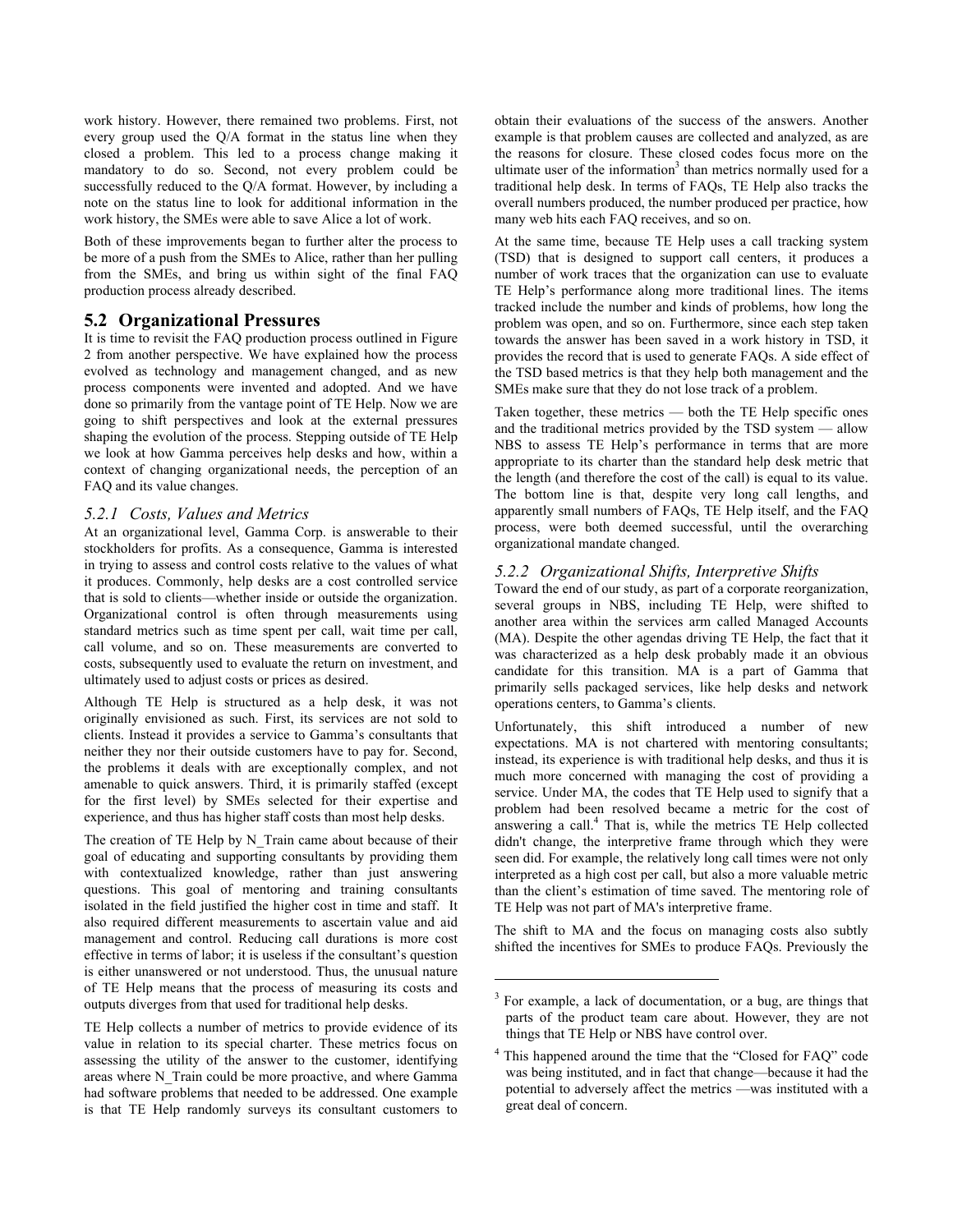work history. However, there remained two problems. First, not every group used the Q/A format in the status line when they closed a problem. This led to a process change making it mandatory to do so. Second, not every problem could be successfully reduced to the Q/A format. However, by including a note on the status line to look for additional information in the work history, the SMEs were able to save Alice a lot of work.

Both of these improvements began to further alter the process to be more of a push from the SMEs to Alice, rather than her pulling from the SMEs, and bring us within sight of the final FAQ production process already described.

## 5.2 Organizational Pressures

It is time to revisit the FAQ production process outlined in Figure 2 from another perspective. We have explained how the process evolved as technology and management changed, and as new process components were invented and adopted. And we have done so primarily from the vantage point of TE Help. Now we are going to shift perspectives and look at the external pressures shaping the evolution of the process. Stepping outside of TE Help we look at how Gamma perceives help desks and how, within a context of changing organizational needs, the perception of an FAQ and its value changes.

### *5.2.1 Costs, Values and Metrics*

At an organizational level, Gamma Corp. is answerable to their stockholders for profits. As a consequence, Gamma is interested in trying to assess and control costs relative to the values of what it produces. Commonly, help desks are a cost controlled service that is sold to clients—whether inside or outside the organization. Organizational control is often through measurements using standard metrics such as time spent per call, wait time per call, call volume, and so on. These measurements are converted to costs, subsequently used to evaluate the return on investment, and ultimately used to adjust costs or prices as desired.

Although TE Help is structured as a help desk, it was not originally envisioned as such. First, its services are not sold to clients. Instead it provides a service to Gamma's consultants that neither they nor their outside customers have to pay for. Second, the problems it deals with are exceptionally complex, and not amenable to quick answers. Third, it is primarily staffed (except for the first level) by SMEs selected for their expertise and experience, and thus has higher staff costs than most help desks.

The creation of TE Help by N_Train came about because of their goal of educating and supporting consultants by providing them with contextualized knowledge, rather than just answering questions. This goal of mentoring and training consultants isolated in the field justified the higher cost in time and staff. It also required different measurements to ascertain value and aid management and control. Reducing call durations is more cost effective in terms of labor; it is useless if the consultant's question is either unanswered or not understood. Thus, the unusual nature of TE Help means that the process of measuring its costs and outputs diverges from that used for traditional help desks.

TE Help collects a number of metrics to provide evidence of its value in relation to its special charter. These metrics focus on assessing the utility of the answer to the customer, identifying areas where N_Train could be more proactive, and where Gamma had software problems that needed to be addressed. One example is that TE Help randomly surveys its consultant customers to obtain their evaluations of the success of the answers. Another example is that problem causes are collected and analyzed, as are the reasons for closure. These closed codes focus more on the ultimate user of the information[3] than metrics normally used for a traditional help desk. In terms of FAQs, TE Help also tracks the overall numbers produced, the number produced per practice, how many web hits each FAQ receives, and so on.

At the same time, because TE Help uses a call tracking system (TSD) that is designed to support call centers, it produces a number of work traces that the organization can use to evaluate TE Help's performance along more traditional lines. The items tracked include the number and kinds of problems, how long the problem was open, and so on. Furthermore, since each step taken towards the answer has been saved in a work history in TSD, it provides the record that is used to generate FAQs. A side effect of the TSD based metrics is that they help both management and the SMEs make sure that they do not lose track of a problem.

Taken together, these metrics — both the TE Help specific ones and the traditional metrics provided by the TSD system — allow NBS to assess TE Help's performance in terms that are more appropriate to its charter than the standard help desk metric that the length (and therefore the cost of the call) is equal to its value. The bottom line is that, despite very long call lengths, and apparently small numbers of FAQs, TE Help itself, and the FAQ process, were both deemed successful, until the overarching organizational mandate changed.

### *5.2.2 Organizational Shifts, Interpretive Shifts*

Toward the end of our study, as part of a corporate reorganization, several groups in NBS, including TE Help, were shifted to another area within the services arm called Managed Accounts (MA). Despite the other agendas driving TE Help, the fact that it was characterized as a help desk probably made it an obvious candidate for this transition. MA is a part of Gamma that primarily sells packaged services, like help desks and network operations centers, to Gamma's clients.

Unfortunately, this shift introduced a number of new expectations. MA is not chartered with mentoring consultants; instead, its experience is with traditional help desks, and thus it is much more concerned with managing the cost of providing a service. Under MA, the codes that TE Help used to signify that a problem had been resolved became a metric for the cost of answering a call.[4] That is, while the metrics TE Help collected didn't change, the interpretive frame through which they were seen did. For example, the relatively long call times were not only interpreted as a high cost per call, but also a more valuable metric than the client's estimation of time saved. The mentoring role of TE Help was not part of MA's interpretive frame.

The shift to MA and the focus on managing costs also subtly shifted the incentives for SMEs to produce FAQs. Previously the

---

[3] For example, a lack of documentation, or a bug, are things that parts of the product team care about. However, they are not things that TE Help or NBS have control over.

[4] This happened around the time that the "Closed for FAQ" code was being instituted, and in fact that change—because it had the potential to adversely affect the metrics —was instituted with a great deal of concern.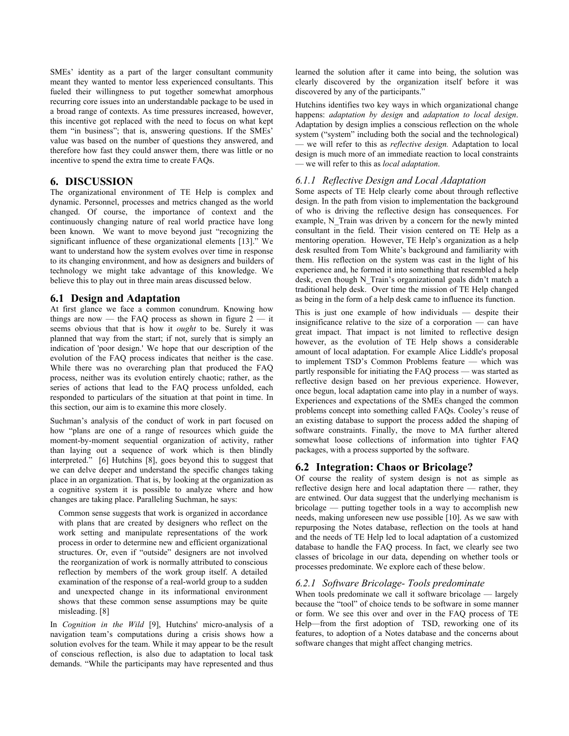SMEs' identity as a part of the larger consultant community meant they wanted to mentor less experienced consultants. This fueled their willingness to put together somewhat amorphous recurring core issues into an understandable package to be used in a broad range of contexts. As time pressures increased, however, this incentive got replaced with the need to focus on what kept them "in business"; that is, answering questions. If the SMEs' value was based on the number of questions they answered, and therefore how fast they could answer them, there was little or no incentive to spend the extra time to create FAQs.

# 6. DISCUSSION

The organizational environment of TE Help is complex and dynamic. Personnel, processes and metrics changed as the world changed. Of course, the importance of context and the continuously changing nature of real world practice have long been known. We want to move beyond just "recognizing the significant influence of these organizational elements [13]." We want to understand how the system evolves over time in response to its changing environment, and how as designers and builders of technology we might take advantage of this knowledge. We believe this to play out in three main areas discussed below.

## 6.1 Design and Adaptation

At first glance we face a common conundrum. Knowing how things are now — the FAQ process as shown in figure 2 — it seems obvious that that is how it *ought* to be. Surely it was planned that way from the start; if not, surely that is simply an indication of 'poor design.' We hope that our description of the evolution of the FAQ process indicates that neither is the case. While there was no overarching plan that produced the FAQ process, neither was its evolution entirely chaotic; rather, as the series of actions that lead to the FAQ process unfolded, each responded to particulars of the situation at that point in time. In this section, our aim is to examine this more closely.

Suchman's analysis of the conduct of work in part focused on how "plans are one of a range of resources which guide the moment-by-moment sequential organization of activity, rather than laying out a sequence of work which is then blindly interpreted." [6] Hutchins [8], goes beyond this to suggest that we can delve deeper and understand the specific changes taking place in an organization. That is, by looking at the organization as a cognitive system it is possible to analyze where and how changes are taking place. Paralleling Suchman, he says:

> Common sense suggests that work is organized in accordance with plans that are created by designers who reflect on the work setting and manipulate representations of the work process in order to determine new and efficient organizational structures. Or, even if "outside" designers are not involved the reorganization of work is normally attributed to conscious reflection by members of the work group itself. A detailed examination of the response of a real-world group to a sudden and unexpected change in its informational environment shows that these common sense assumptions may be quite misleading. [8]

In *Cognition in the Wild* [9], Hutchins' micro-analysis of a navigation team's computations during a crisis shows how a solution evolves for the team. While it may appear to be the result of conscious reflection, is also due to adaptation to local task demands. "While the participants may have represented and thus learned the solution after it came into being, the solution was clearly discovered by the organization itself before it was discovered by any of the participants."

Hutchins identifies two key ways in which organizational change happens: *adaptation by design* and *adaptation to local design*. Adaptation by design implies a conscious reflection on the whole system ("system" including both the social and the technological) — we will refer to this as *reflective design.* Adaptation to local design is much more of an immediate reaction to local constraints — we will refer to this as *local adaptation*.

### 6.1.1 Reflective Design and Local Adaptation

Some aspects of TE Help clearly come about through reflective design. In the path from vision to implementation the background of who is driving the reflective design has consequences. For example, N_Train was driven by a concern for the newly minted consultant in the field. Their vision centered on TE Help as a mentoring operation. However, TE Help's organization as a help desk resulted from Tom White's background and familiarity with them. His reflection on the system was cast in the light of his experience and, he formed it into something that resembled a help desk, even though N_Train's organizational goals didn't match a traditional help desk. Over time the mission of TE Help changed as being in the form of a help desk came to influence its function.

This is just one example of how individuals — despite their insignificance relative to the size of a corporation — can have great impact. That impact is not limited to reflective design however, as the evolution of TE Help shows a considerable amount of local adaptation. For example Alice Liddle's proposal to implement TSD's Common Problems feature — which was partly responsible for initiating the FAQ process — was started as reflective design based on her previous experience. However, once begun, local adaptation came into play in a number of ways. Experiences and expectations of the SMEs changed the common problems concept into something called FAQs. Cooley's reuse of an existing database to support the process added the shaping of software constraints. Finally, the move to MA further altered somewhat loose collections of information into tighter FAQ packages, with a process supported by the software.

## 6.2 Integration: Chaos or Bricolage?

Of course the reality of system design is not as simple as reflective design here and local adaptation there — rather, they are entwined. Our data suggest that the underlying mechanism is bricolage — putting together tools in a way to accomplish new needs, making unforeseen new use possible [10]. As we saw with repurposing the Notes database, reflection on the tools at hand and the needs of TE Help led to local adaptation of a customized database to handle the FAQ process. In fact, we clearly see two classes of bricolage in our data, depending on whether tools or processes predominate. We explore each of these below.

### 6.2.1 Software Bricolage- Tools predominate

When tools predominate we call it software bricolage — largely because the "tool" of choice tends to be software in some manner or form. We see this over and over in the FAQ process of TE Help—from the first adoption of TSD, reworking one of its features, to adoption of a Notes database and the concerns about software changes that might affect changing metrics.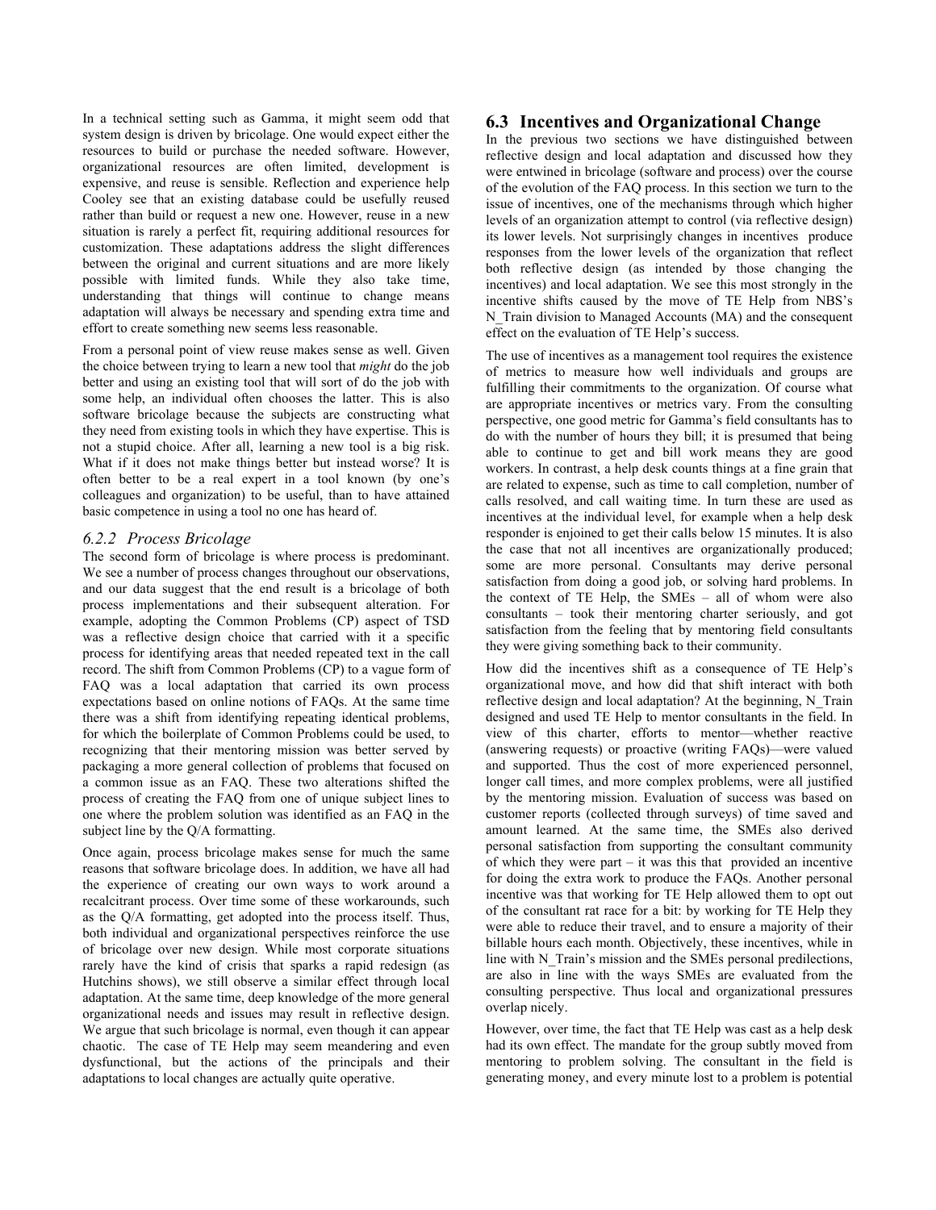In a technical setting such as Gamma, it might seem odd that system design is driven by bricolage. One would expect either the resources to build or purchase the needed software. However, organizational resources are often limited, development is expensive, and reuse is sensible. Reflection and experience help Cooley see that an existing database could be usefully reused rather than build or request a new one. However, reuse in a new situation is rarely a perfect fit, requiring additional resources for customization. These adaptations address the slight differences between the original and current situations and are more likely possible with limited funds. While they also take time, understanding that things will continue to change means adaptation will always be necessary and spending extra time and effort to create something new seems less reasonable.

From a personal point of view reuse makes sense as well. Given the choice between trying to learn a new tool that *might* do the job better and using an existing tool that will sort of do the job with some help, an individual often chooses the latter. This is also software bricolage because the subjects are constructing what they need from existing tools in which they have expertise. This is not a stupid choice. After all, learning a new tool is a big risk. What if it does not make things better but instead worse? It is often better to be a real expert in a tool known (by one's colleagues and organization) to be useful, than to have attained basic competence in using a tool no one has heard of.

### *6.2.2 Process Bricolage*

The second form of bricolage is where process is predominant. We see a number of process changes throughout our observations, and our data suggest that the end result is a bricolage of both process implementations and their subsequent alteration. For example, adopting the Common Problems (CP) aspect of TSD was a reflective design choice that carried with it a specific process for identifying areas that needed repeated text in the call record. The shift from Common Problems (CP) to a vague form of FAQ was a local adaptation that carried its own process expectations based on online notions of FAQs. At the same time there was a shift from identifying repeating identical problems, for which the boilerplate of Common Problems could be used, to recognizing that their mentoring mission was better served by packaging a more general collection of problems that focused on a common issue as an FAQ. These two alterations shifted the process of creating the FAQ from one of unique subject lines to one where the problem solution was identified as an FAQ in the subject line by the Q/A formatting.

Once again, process bricolage makes sense for much the same reasons that software bricolage does. In addition, we have all had the experience of creating our own ways to work around a recalcitrant process. Over time some of these workarounds, such as the Q/A formatting, get adopted into the process itself. Thus, both individual and organizational perspectives reinforce the use of bricolage over new design. While most corporate situations rarely have the kind of crisis that sparks a rapid redesign (as Hutchins shows), we still observe a similar effect through local adaptation. At the same time, deep knowledge of the more general organizational needs and issues may result in reflective design. We argue that such bricolage is normal, even though it can appear chaotic. The case of TE Help may seem meandering and even dysfunctional, but the actions of the principals and their adaptations to local changes are actually quite operative.

## 6.3 Incentives and Organizational Change

In the previous two sections we have distinguished between reflective design and local adaptation and discussed how they were entwined in bricolage (software and process) over the course of the evolution of the FAQ process. In this section we turn to the issue of incentives, one of the mechanisms through which higher levels of an organization attempt to control (via reflective design) its lower levels. Not surprisingly changes in incentives produce responses from the lower levels of the organization that reflect both reflective design (as intended by those changing the incentives) and local adaptation. We see this most strongly in the incentive shifts caused by the move of TE Help from NBS's N_Train division to Managed Accounts (MA) and the consequent effect on the evaluation of TE Help's success.

The use of incentives as a management tool requires the existence of metrics to measure how well individuals and groups are fulfilling their commitments to the organization. Of course what are appropriate incentives or metrics vary. From the consulting perspective, one good metric for Gamma's field consultants has to do with the number of hours they bill; it is presumed that being able to continue to get and bill work means they are good workers. In contrast, a help desk counts things at a fine grain that are related to expense, such as time to call completion, number of calls resolved, and call waiting time. In turn these are used as incentives at the individual level, for example when a help desk responder is enjoined to get their calls below 15 minutes. It is also the case that not all incentives are organizationally produced; some are more personal. Consultants may derive personal satisfaction from doing a good job, or solving hard problems. In the context of TE Help, the SMEs – all of whom were also consultants – took their mentoring charter seriously, and got satisfaction from the feeling that by mentoring field consultants they were giving something back to their community.

How did the incentives shift as a consequence of TE Help's organizational move, and how did that shift interact with both reflective design and local adaptation? At the beginning, N_Train designed and used TE Help to mentor consultants in the field. In view of this charter, efforts to mentor—whether reactive (answering requests) or proactive (writing FAQs)—were valued and supported. Thus the cost of more experienced personnel, longer call times, and more complex problems, were all justified by the mentoring mission. Evaluation of success was based on customer reports (collected through surveys) of time saved and amount learned. At the same time, the SMEs also derived personal satisfaction from supporting the consultant community of which they were part – it was this that provided an incentive for doing the extra work to produce the FAQs. Another personal incentive was that working for TE Help allowed them to opt out of the consultant rat race for a bit: by working for TE Help they were able to reduce their travel, and to ensure a majority of their billable hours each month. Objectively, these incentives, while in line with N_Train's mission and the SMEs personal predilections, are also in line with the ways SMEs are evaluated from the consulting perspective. Thus local and organizational pressures overlap nicely.

However, over time, the fact that TE Help was cast as a help desk had its own effect. The mandate for the group subtly moved from mentoring to problem solving. The consultant in the field is generating money, and every minute lost to a problem is potential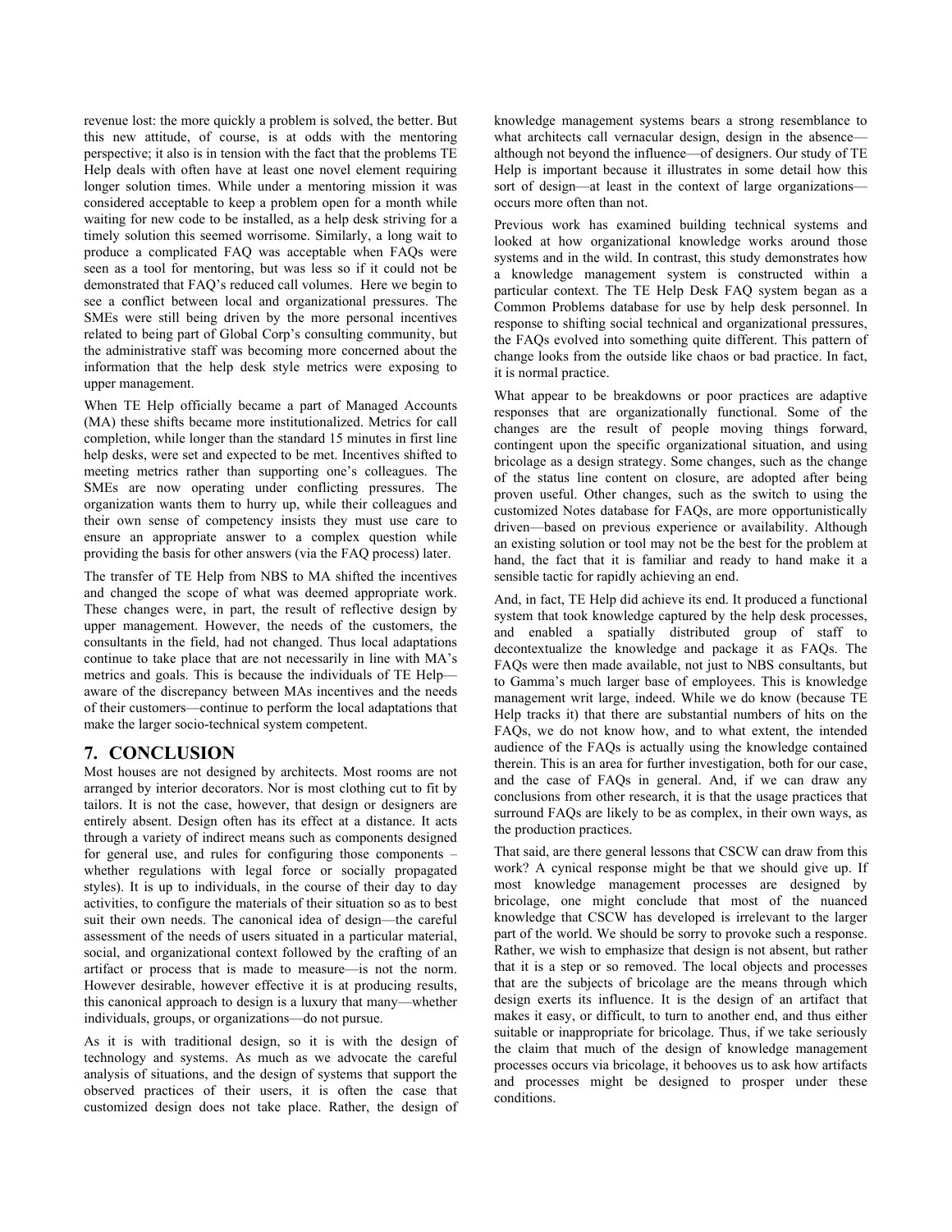revenue lost: the more quickly a problem is solved, the better. But this new attitude, of course, is at odds with the mentoring perspective; it also is in tension with the fact that the problems TE Help deals with often have at least one novel element requiring longer solution times. While under a mentoring mission it was considered acceptable to keep a problem open for a month while waiting for new code to be installed, as a help desk striving for a timely solution this seemed worrisome. Similarly, a long wait to produce a complicated FAQ was acceptable when FAQs were seen as a tool for mentoring, but was less so if it could not be demonstrated that FAQ's reduced call volumes. Here we begin to see a conflict between local and organizational pressures. The SMEs were still being driven by the more personal incentives related to being part of Global Corp's consulting community, but the administrative staff was becoming more concerned about the information that the help desk style metrics were exposing to upper management.

When TE Help officially became a part of Managed Accounts (MA) these shifts became more institutionalized. Metrics for call completion, while longer than the standard 15 minutes in first line help desks, were set and expected to be met. Incentives shifted to meeting metrics rather than supporting one's colleagues. The SMEs are now operating under conflicting pressures. The organization wants them to hurry up, while their colleagues and their own sense of competency insists they must use care to ensure an appropriate answer to a complex question while providing the basis for other answers (via the FAQ process) later.

The transfer of TE Help from NBS to MA shifted the incentives and changed the scope of what was deemed appropriate work. These changes were, in part, the result of reflective design by upper management. However, the needs of the customers, the consultants in the field, had not changed. Thus local adaptations continue to take place that are not necessarily in line with MA's metrics and goals. This is because the individuals of TE Help—aware of the discrepancy between MAs incentives and the needs of their customers—continue to perform the local adaptations that make the larger socio-technical system competent.

## 7. CONCLUSION

Most houses are not designed by architects. Most rooms are not arranged by interior decorators. Nor is most clothing cut to fit by tailors. It is not the case, however, that design or designers are entirely absent. Design often has its effect at a distance. It acts through a variety of indirect means such as components designed for general use, and rules for configuring those components – whether regulations with legal force or socially propagated styles). It is up to individuals, in the course of their day to day activities, to configure the materials of their situation so as to best suit their own needs. The canonical idea of design—the careful assessment of the needs of users situated in a particular material, social, and organizational context followed by the crafting of an artifact or process that is made to measure—is not the norm. However desirable, however effective it is at producing results, this canonical approach to design is a luxury that many—whether individuals, groups, or organizations—do not pursue.

As it is with traditional design, so it is with the design of technology and systems. As much as we advocate the careful analysis of situations, and the design of systems that support the observed practices of their users, it is often the case that customized design does not take place. Rather, the design of knowledge management systems bears a strong resemblance to what architects call vernacular design, design in the absence—although not beyond the influence—of designers. Our study of TE Help is important because it illustrates in some detail how this sort of design—at least in the context of large organizations—occurs more often than not.

Previous work has examined building technical systems and looked at how organizational knowledge works around those systems and in the wild. In contrast, this study demonstrates how a knowledge management system is constructed within a particular context. The TE Help Desk FAQ system began as a Common Problems database for use by help desk personnel. In response to shifting social technical and organizational pressures, the FAQs evolved into something quite different. This pattern of change looks from the outside like chaos or bad practice. In fact, it is normal practice.

What appear to be breakdowns or poor practices are adaptive responses that are organizationally functional. Some of the changes are the result of people moving things forward, contingent upon the specific organizational situation, and using bricolage as a design strategy. Some changes, such as the change of the status line content on closure, are adopted after being proven useful. Other changes, such as the switch to using the customized Notes database for FAQs, are more opportunistically driven—based on previous experience or availability. Although an existing solution or tool may not be the best for the problem at hand, the fact that it is familiar and ready to hand make it a sensible tactic for rapidly achieving an end.

And, in fact, TE Help did achieve its end. It produced a functional system that took knowledge captured by the help desk processes, and enabled a spatially distributed group of staff to decontextualize the knowledge and package it as FAQs. The FAQs were then made available, not just to NBS consultants, but to Gamma's much larger base of employees. This is knowledge management writ large, indeed. While we do know (because TE Help tracks it) that there are substantial numbers of hits on the FAQs, we do not know how, and to what extent, the intended audience of the FAQs is actually using the knowledge contained therein. This is an area for further investigation, both for our case, and the case of FAQs in general. And, if we can draw any conclusions from other research, it is that the usage practices that surround FAQs are likely to be as complex, in their own ways, as the production practices.

That said, are there general lessons that CSCW can draw from this work? A cynical response might be that we should give up. If most knowledge management processes are designed by bricolage, one might conclude that most of the nuanced knowledge that CSCW has developed is irrelevant to the larger part of the world. We should be sorry to provoke such a response. Rather, we wish to emphasize that design is not absent, but rather that it is a step or so removed. The local objects and processes that are the subjects of bricolage are the means through which design exerts its influence. It is the design of an artifact that makes it easy, or difficult, to turn to another end, and thus either suitable or inappropriate for bricolage. Thus, if we take seriously the claim that much of the design of knowledge management processes occurs via bricolage, it behooves us to ask how artifacts and processes might be designed to prosper under these conditions.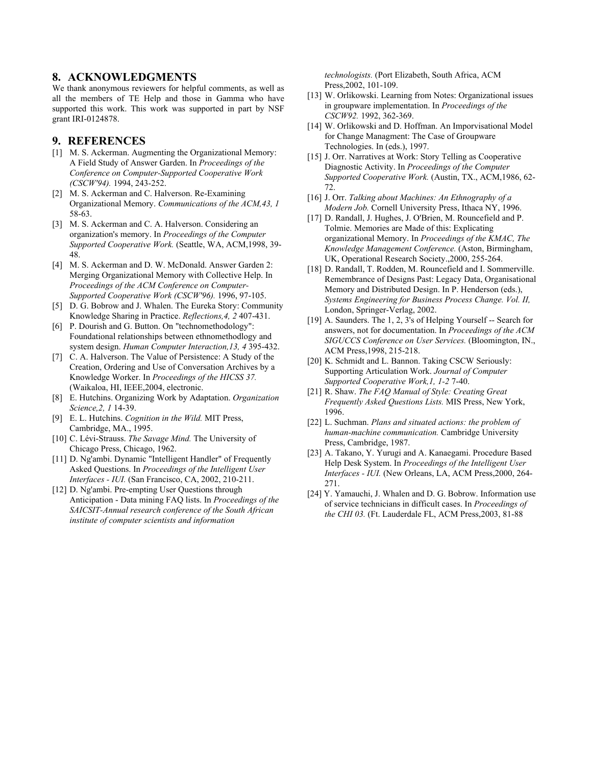## 8. ACKNOWLEDGMENTS

We thank anonymous reviewers for helpful comments, as well as all the members of TE Help and those in Gamma who have supported this work. This work was supported in part by NSF grant IRI-0124878.

## 9. REFERENCES

[1] M. S. Ackerman. Augmenting the Organizational Memory: A Field Study of Answer Garden. In *Proceedings of the Conference on Computer-Supported Cooperative Work (CSCW'94).* 1994, 243-252.

[2] M. S. Ackerman and C. Halverson. Re-Examining Organizational Memory. *Communications of the ACM,43, 1* 58-63.

[3] M. S. Ackerman and C. A. Halverson. Considering an organization's memory. In *Proceedings of the Computer Supported Cooperative Work.* (Seattle, WA, ACM,1998, 39-48.

[4] M. S. Ackerman and D. W. McDonald. Answer Garden 2: Merging Organizational Memory with Collective Help. In *Proceedings of the ACM Conference on Computer-Supported Cooperative Work (CSCW'96).* 1996, 97-105.

[5] D. G. Bobrow and J. Whalen. The Eureka Story: Community Knowledge Sharing in Practice. *Reflections,4, 2* 407-431.

[6] P. Dourish and G. Button. On "technomethodology": Foundational relationships between ethnomethodlogy and system design. *Human Computer Interaction,13, 4* 395-432.

[7] C. A. Halverson. The Value of Persistence: A Study of the Creation, Ordering and Use of Conversation Archives by a Knowledge Worker. In *Proceedings of the HICSS 37.* (Waikaloa, HI, IEEE,2004, electronic.

[8] E. Hutchins. Organizing Work by Adaptation. *Organization Science,2, 1* 14-39.

[9] E. L. Hutchins. *Cognition in the Wild.* MIT Press, Cambridge, MA., 1995.

[10] C. Lévi-Strauss. *The Savage Mind.* The University of Chicago Press, Chicago, 1962.

[11] D. Ng'ambi. Dynamic "Intelligent Handler" of Frequently Asked Questions. In *Proceedings of the Intelligent User Interfaces - IUI.* (San Francisco, CA, 2002, 210-211.

[12] D. Ng'ambi. Pre-empting User Questions through Anticipation - Data mining FAQ lists. In *Proceedings of the SAICSIT-Annual research conference of the South African institute of computer scientists and information technologists.* (Port Elizabeth, South Africa, ACM Press,2002, 101-109.

[13] W. Orlikowski. Learning from Notes: Organizational issues in groupware implementation. In *Proceedings of the CSCW92.* 1992, 362-369.

[14] W. Orlikowski and D. Hoffman. An Imporvisational Model for Change Managment: The Case of Groupware Technologies. In (eds.), 1997.

[15] J. Orr. Narratives at Work: Story Telling as Cooperative Diagnostic Activity. In *Proceedings of the Computer Supported Cooperative Work.* (Austin, TX., ACM,1986, 62-72.

[16] J. Orr. *Talking about Machines: An Ethnography of a Modern Job.* Cornell University Press, Ithaca NY, 1996.

[17] D. Randall, J. Hughes, J. O'Brien, M. Rouncefield and P. Tolmie. Memories are Made of this: Explicating organizational Memory. In *Proceedings of the KMAC, The Knowledge Management Conference.* (Aston, Birmingham, UK, Operational Research Society.,2000, 255-264.

[18] D. Randall, T. Rodden, M. Rouncefield and I. Sommerville. Remembrance of Designs Past: Legacy Data, Organisational Memory and Distributed Design. In P. Henderson (eds.), *Systems Engineering for Business Process Change. Vol. II,* London, Springer-Verlag, 2002.

[19] A. Saunders. The 1, 2, 3's of Helping Yourself -- Search for answers, not for documentation. In *Proceedings of the ACM SIGUCCS Conference on User Services.* (Bloomington, IN., ACM Press,1998, 215-218.

[20] K. Schmidt and L. Bannon. Taking CSCW Seriously: Supporting Articulation Work. *Journal of Computer Supported Cooperative Work,1, 1-2* 7-40.

[21] R. Shaw. *The FAQ Manual of Style: Creating Great Frequently Asked Questions Lists.* MIS Press, New York, 1996.

[22] L. Suchman. *Plans and situated actions: the problem of human-machine communication.* Cambridge University Press, Cambridge, 1987.

[23] A. Takano, Y. Yurugi and A. Kanaegami. Procedure Based Help Desk System. In *Proceedings of the Intelligent User Interfaces - IUI.* (New Orleans, LA, ACM Press,2000, 264-271.

[24] Y. Yamauchi, J. Whalen and D. G. Bobrow. Information use of service technicians in difficult cases. In *Proceedings of the CHI 03.* (Ft. Lauderdale FL, ACM Press,2003, 81-88